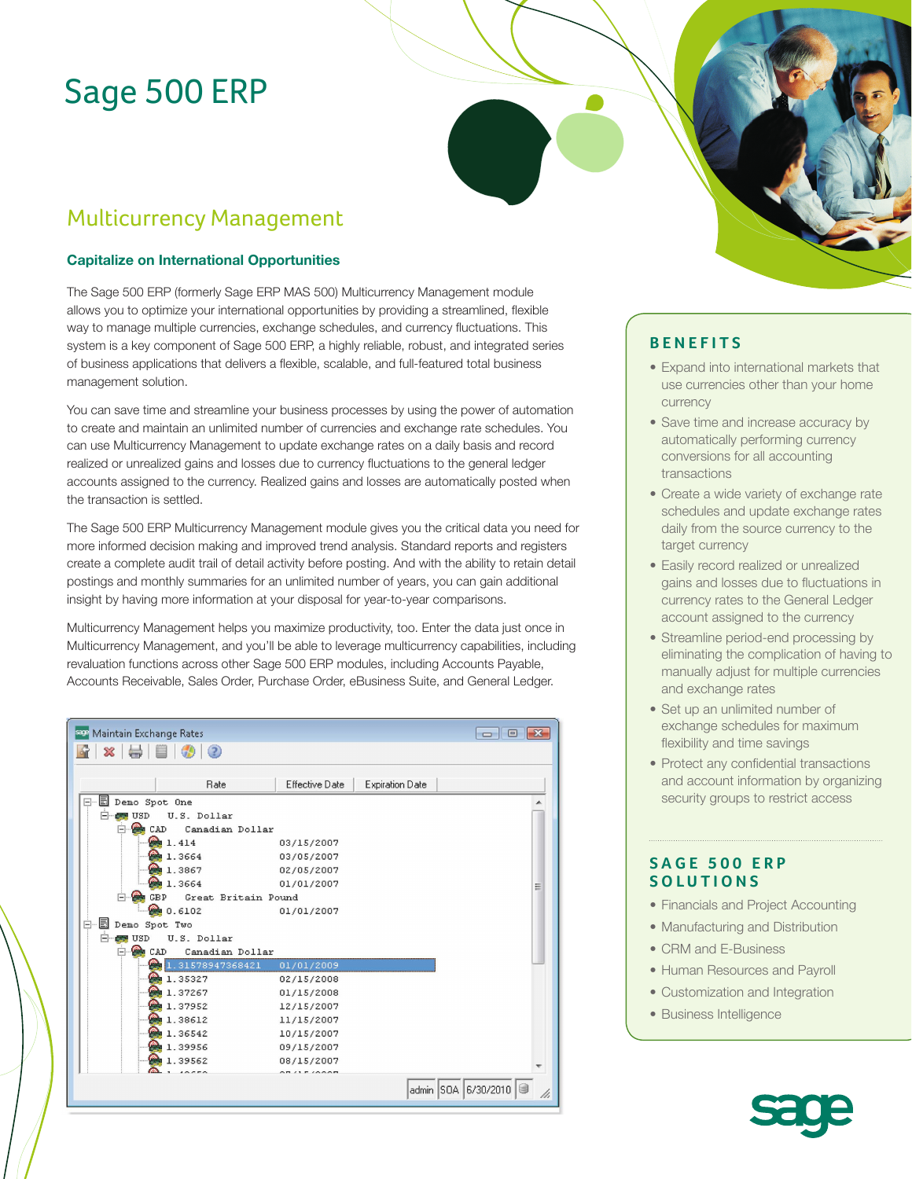# Sage 500 ERP

## Multicurrency Management

### Capitalize on International Opportunities

The Sage 500 ERP (formerly Sage ERP MAS 500) Multicurrency Management module allows you to optimize your international opportunities by providing a streamlined, flexible way to manage multiple currencies, exchange schedules, and currency fluctuations. This system is a key component of Sage 500 ERP, a highly reliable, robust, and integrated series of business applications that delivers a flexible, scalable, and full-featured total business management solution.

You can save time and streamline your business processes by using the power of automation to create and maintain an unlimited number of currencies and exchange rate schedules. You can use Multicurrency Management to update exchange rates on a daily basis and record realized or unrealized gains and losses due to currency fluctuations to the general ledger accounts assigned to the currency. Realized gains and losses are automatically posted when the transaction is settled.

The Sage 500 ERP Multicurrency Management module gives you the critical data you need for more informed decision making and improved trend analysis. Standard reports and registers create a complete audit trail of detail activity before posting. And with the ability to retain detail postings and monthly summaries for an unlimited number of years, you can gain additional insight by having more information at your disposal for year-to-year comparisons.

Multicurrency Management helps you maximize productivity, too. Enter the data just once in Multicurrency Management, and you'll be able to leverage multicurrency capabilities, including revaluation functions across other Sage 500 ERP modules, including Accounts Payable, Accounts Receivable, Sales Order, Purchase Order, eBusiness Suite, and General Ledger.

## BENEFITS

- Expand into international markets that use currencies other than your home currency
- Save time and increase accuracy by automatically performing currency conversions for all accounting transactions
- Create a wide variety of exchange rate schedules and update exchange rates daily from the source currency to the target currency
- Easily record realized or unrealized gains and losses due to fluctuations in currency rates to the General Ledger account assigned to the currency
- Streamline period-end processing by eliminating the complication of having to manually adjust for multiple currencies and exchange rates
- Set up an unlimited number of exchange schedules for maximum flexibility and time savings
- Protect any confidential transactions and account information by organizing security groups to restrict access

## SAGE 500 ERP SOLUTIONS

- Financials and Project Accounting
- Manufacturing and Distribution
- CRM and E-Business
- Human Resources and Payroll
- Customization and Integration
- Business Intelligence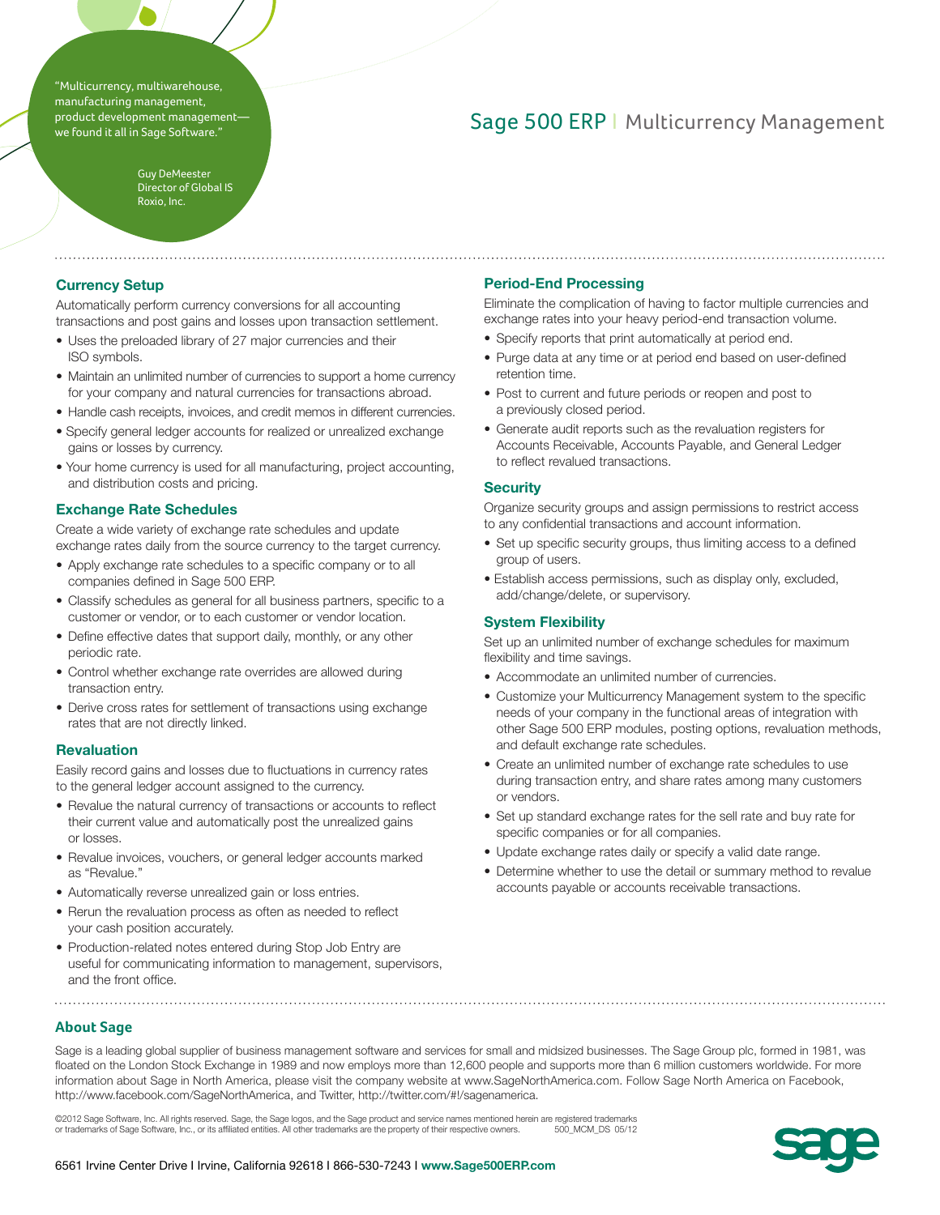"Multicurrency, multiwarehouse, manufacturing management, product development management—we found it all in Sage Software."

Guy DeMeester
Director of Global IS
Roxio, Inc.

# Sage 500 ERP | Multicurrency Management

## Currency Setup

Automatically perform currency conversions for all accounting transactions and post gains and losses upon transaction settlement.

- Uses the preloaded library of 27 major currencies and their ISO symbols.
- Maintain an unlimited number of currencies to support a home currency for your company and natural currencies for transactions abroad.
- Handle cash receipts, invoices, and credit memos in different currencies.
- Specify general ledger accounts for realized or unrealized exchange gains or losses by currency.
- Your home currency is used for all manufacturing, project accounting, and distribution costs and pricing.

## Exchange Rate Schedules

Create a wide variety of exchange rate schedules and update exchange rates daily from the source currency to the target currency.

- Apply exchange rate schedules to a specific company or to all companies defined in Sage 500 ERP.
- Classify schedules as general for all business partners, specific to a customer or vendor, or to each customer or vendor location.
- Define effective dates that support daily, monthly, or any other periodic rate.
- Control whether exchange rate overrides are allowed during transaction entry.
- Derive cross rates for settlement of transactions using exchange rates that are not directly linked.

## Revaluation

Easily record gains and losses due to fluctuations in currency rates to the general ledger account assigned to the currency.

- Revalue the natural currency of transactions or accounts to reflect their current value and automatically post the unrealized gains or losses.
- Revalue invoices, vouchers, or general ledger accounts marked as "Revalue."
- Automatically reverse unrealized gain or loss entries.
- Rerun the revaluation process as often as needed to reflect your cash position accurately.
- Production-related notes entered during Stop Job Entry are useful for communicating information to management, supervisors, and the front office.

## Period-End Processing

Eliminate the complication of having to factor multiple currencies and exchange rates into your heavy period-end transaction volume.

- Specify reports that print automatically at period end.
- Purge data at any time or at period end based on user-defined retention time.
- Post to current and future periods or reopen and post to a previously closed period.
- Generate audit reports such as the revaluation registers for Accounts Receivable, Accounts Payable, and General Ledger to reflect revalued transactions.

## Security

Organize security groups and assign permissions to restrict access to any confidential transactions and account information.

- Set up specific security groups, thus limiting access to a defined group of users.
- Establish access permissions, such as display only, excluded, add/change/delete, or supervisory.

## System Flexibility

Set up an unlimited number of exchange schedules for maximum flexibility and time savings.

- Accommodate an unlimited number of currencies.
- Customize your Multicurrency Management system to the specific needs of your company in the functional areas of integration with other Sage 500 ERP modules, posting options, revaluation methods, and default exchange rate schedules.
- Create an unlimited number of exchange rate schedules to use during transaction entry, and share rates among many customers or vendors.
- Set up standard exchange rates for the sell rate and buy rate for specific companies or for all companies.
- Update exchange rates daily or specify a valid date range.
- Determine whether to use the detail or summary method to revalue accounts payable or accounts receivable transactions.

## About Sage

Sage is a leading global supplier of business management software and services for small and midsized businesses. The Sage Group plc, formed in 1981, was floated on the London Stock Exchange in 1989 and now employs more than 12,600 people and supports more than 6 million customers worldwide. For more information about Sage in North America, please visit the company website at www.SageNorthAmerica.com. Follow Sage North America on Facebook, http://www.facebook.com/SageNorthAmerica, and Twitter, http://twitter.com/#!/sagenamerica.

©2012 Sage Software, Inc. All rights reserved. Sage, the Sage logos, and the Sage product and service names mentioned herein are registered trademarks or trademarks of Sage Software, Inc., or its affiliated entities. All other trademarks are the property of their respective owners. 500_MCM_DS 05/12

6561 Irvine Center Drive I Irvine, California 92618 I 866-530-7243 I **www.Sage500ERP.com**